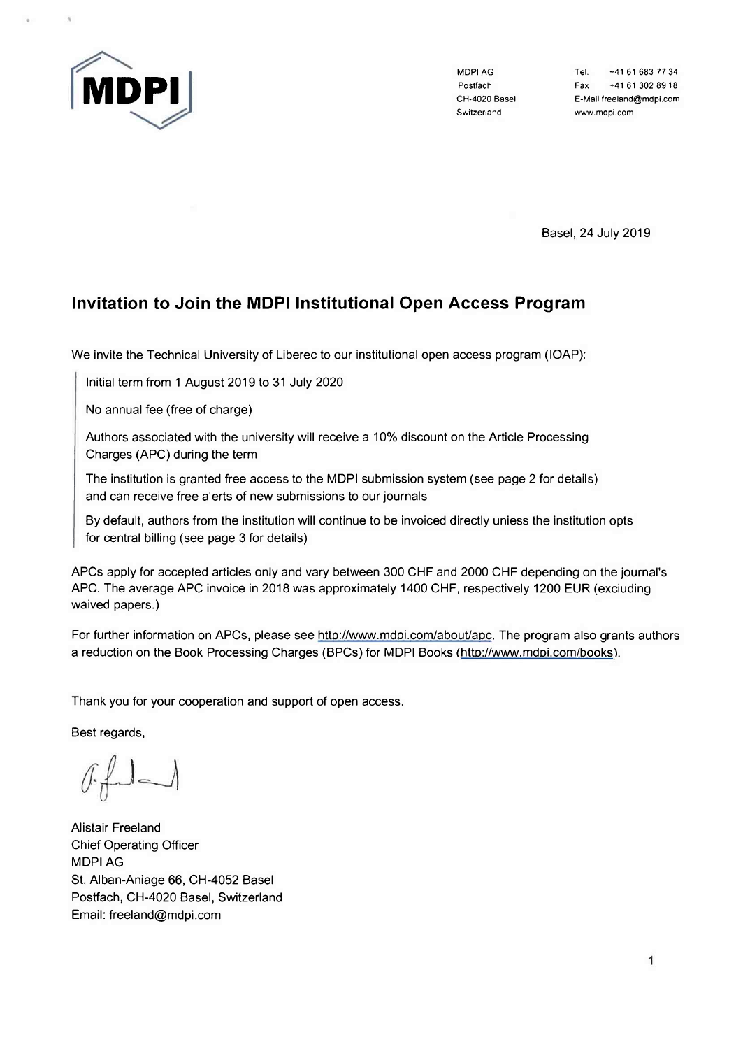MDPI

MDPI AG
Postfach
CH-4020 Basel
Switzerland

Tel. +41 61 683 77 34
Fax +41 61 302 89 18
E-Mail freeland@mdpi.com
www.mdpi.com

Basel, 24 July 2019

## Invitation to Join the MDPI Institutional Open Access Program

We invite the Technical University of Liberec to our institutional open access program (IOAP):

> Initial term from 1 August 2019 to 31 July 2020
>
> No annual fee (free of charge)
>
> Authors associated with the university will receive a 10% discount on the Article Processing Charges (APC) during the term
>
> The institution is granted free access to the MDPI submission system (see page 2 for details) and can receive free alerts of new submissions to our journals
>
> By default, authors from the institution will continue to be invoiced directly unless the institution opts for central billing (see page 3 for details)

APCs apply for accepted articles only and vary between 300 CHF and 2000 CHF depending on the journal's APC. The average APC invoice in 2018 was approximately 1400 CHF, respectively 1200 EUR (excluding waived papers.)

For further information on APCs, please see http://www.mdpi.com/about/apc. The program also grants authors a reduction on the Book Processing Charges (BPCs) for MDPI Books (http://www.mdpi.com/books).

Thank you for your cooperation and support of open access.

Best regards,

Alistair Freeland
Chief Operating Officer
MDPI AG
St. Alban-Anlage 66, CH-4052 Basel
Postfach, CH-4020 Basel, Switzerland
Email: freeland@mdpi.com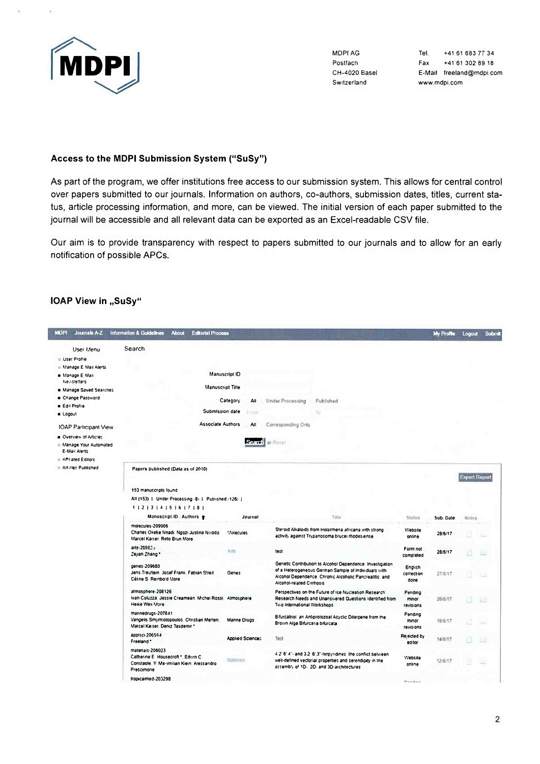MDPI AG
Postfach
CH-4020 Basel
Switzerland

Tel. +41 61 683 77 34
Fax +41 61 302 89 18
E-Mail freeland@mdpi.com
www.mdpi.com

**Access to the MDPI Submission System ("SuSy")**

As part of the program, we offer institutions free access to our submission system. This allows for central control over papers submitted to our journals. Information on authors, co-authors, submission dates, titles, current status, article processing information, and more, can be viewed. The initial version of each paper submitted to the journal will be accessible and all relevant data can be exported as an Excel-readable CSV file.

Our aim is to provide transparency with respect to papers submitted to our journals and to allow for an early notification of possible APCs.

**IOAP View in „SuSy"**

MDPI | Journals A-Z | Information & Guidelines | About | Editorial Process | My Profile | Logout | Submit

User Menu
- User Profile
- Manage E-Mail Alerts
- Manage E-Mail Newsletters
- Manage Saved Searches
- Change Password
- Edit Profile
- Logout

IOAP Participant View
- Overview of Articles
- Manage Your Automated E-Mail Alerts
- Affiliated Editors
- Articles Published

Search

Manuscript ID
Manuscript Title
Category: All | Under Processing | Published
Submission date: From | To
Associate Authors: All | Corresponding Only

Search or Reset

Papers published (Data as of 2010)

Export Report

153 manuscripts found
All (153) | Under Processing (8) | Published (126) |
1 | 2 | 3 | 4 | 5 | 6 | 7 | 8 |

| Manuscript ID / Authors | Journal | Title | Status | Sub. Date | Notes |
|---|---|---|---|---|---|
| molecules-209906 Charles Okeke Nnadi, Ngozi Justina Nwodo, Marcel Kaiser, Reto Brun More | Molecules | Steroid Alkaloids from Holarrhena africana with strong activity against Trypanosoma brucei rhodesiense | Website online | 28/6/17 | |
| arts-209823 Zejian Zhang * | Arts | test | Form not completed | 28/6/17 | |
| genes-209680 Jens Treutlein, Josef Frank, Fabian Streit, Céline S. Reinbold More | Genes | Genetic Contribution to Alcohol Dependence: Investigation of a Heterogeneous German Sample of Individuals with Alcohol Dependence, Chronic Alcoholic Pancreatitis, and Alcohol-related Cirrhosis | English correction done | 27/6/17 | |
| atmosphere-208126 Ivan Coluzza, Jessie Creamean, Michel Rossi, Heike Wex More | Atmosphere | Perspectives on the Future of Ice Nucleation Research: Research Needs and Unanswered Questions Identified from Two International Workshops | Pending minor revisions | 20/6/17 | |
| marinedrugs-207841 Vangelis Smyrniotopoulos, Christian Merten, Marcel Kaiser, Deniz Tasdemir * | Marine Drugs | Bifurcatriol, an Antiprotozoal Acyclic Diterpene from the Brown Alga Bifurcaria bifurcata | Pending minor revisions | 19/6/17 | |
| applsci-206594 Freeland * | Applied Sciences | Test | Rejected by editor | 14/6/17 | |
| materials-206023 Catherine E. Housecroft *, Edwin C. Constable, Y. Maximilian Klein, Alessandro Prescimone | Materials | 4,2':6',4''- and 3,2':6',3''-terpyridines: the conflict between well-defined vectorial properties and serendipity in the assembly of 1D-, 2D- and 3D-architectures | Website online | 12/6/17 | |
| tropicalmed-203298 | | | | | |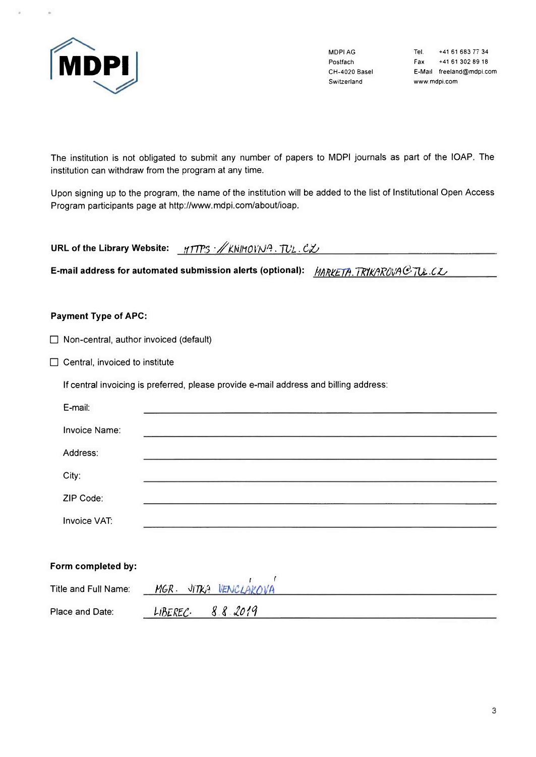MDPI AG
Postfach
CH-4020 Basel
Switzerland

Tel. +41 61 683 77 34
Fax +41 61 302 89 18
E-Mail freeland@mdpi.com
www.mdpi.com

The institution is not obligated to submit any number of papers to MDPI journals as part of the IOAP. The institution can withdraw from the program at any time.

Upon signing up to the program, the name of the institution will be added to the list of Institutional Open Access Program participants page at http://www.mdpi.com/about/ioap.

**URL of the Library Website:** HTTPS://KNIHOVNA.TUL.CZ

**E-mail address for automated submission alerts (optional):** MARKETA.TRYKAROVA@TUL.CZ

**Payment Type of APC:**

☐ Non-central, author invoiced (default)

☐ Central, invoiced to institute

If central invoicing is preferred, please provide e-mail address and billing address:

E-mail: \_\_\_\_\_\_\_\_\_\_

Invoice Name: \_\_\_\_\_\_\_\_\_\_

Address: \_\_\_\_\_\_\_\_\_\_

City: \_\_\_\_\_\_\_\_\_\_

ZIP Code: \_\_\_\_\_\_\_\_\_\_

Invoice VAT: \_\_\_\_\_\_\_\_\_\_

**Form completed by:**

Title and Full Name: MGR. JITKA VENCLÁKOVÁ

Place and Date: LIBEREC. 8.8.2019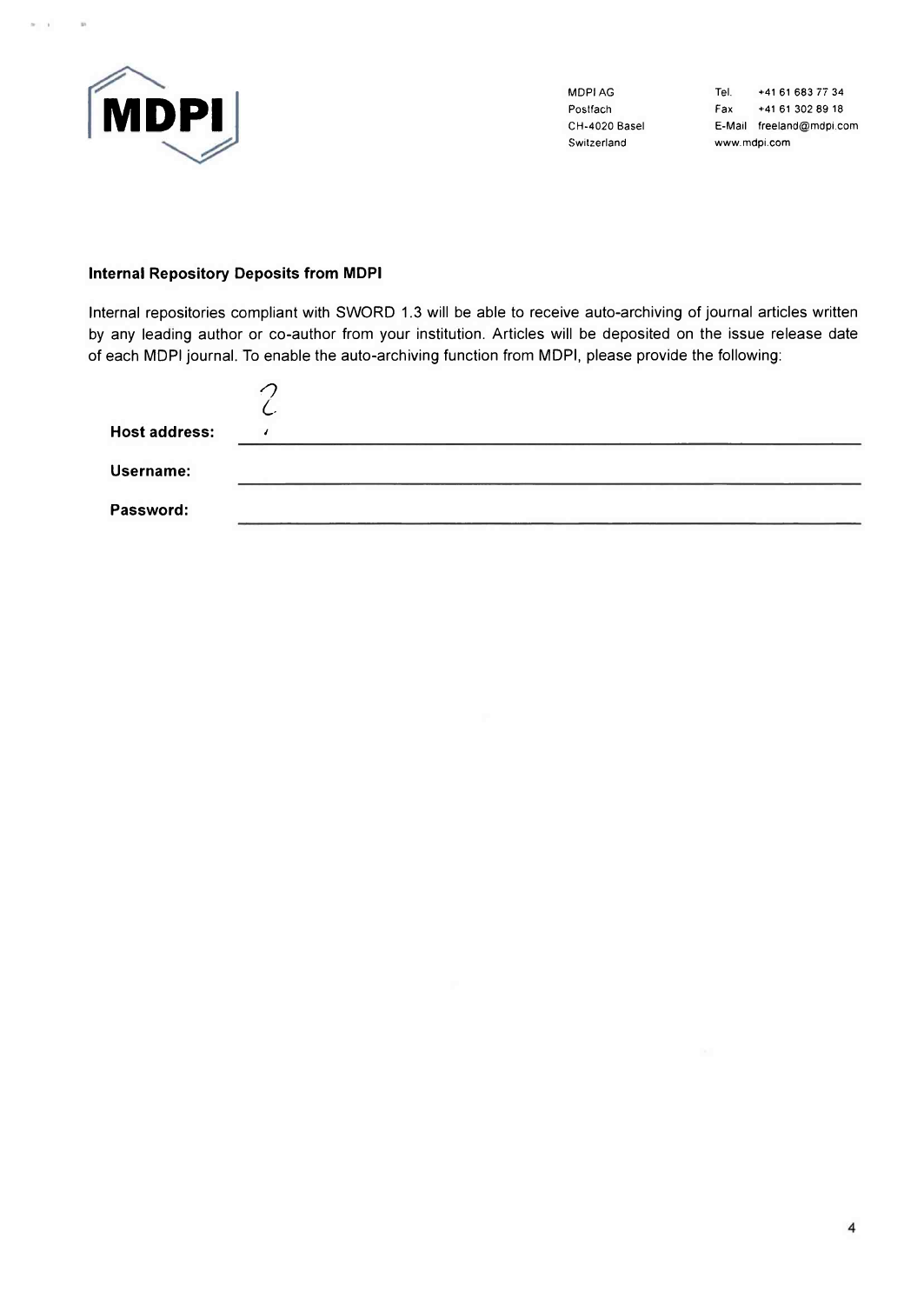MDPI AG
Postfach
CH-4020 Basel
Switzerland

Tel. +41 61 683 77 34
Fax +41 61 302 89 18
E-Mail freeland@mdpi.com
www.mdpi.com

**Internal Repository Deposits from MDPI**

Internal repositories compliant with SWORD 1.3 will be able to receive auto-archiving of journal articles written by any leading author or co-author from your institution. Articles will be deposited on the issue release date of each MDPI journal. To enable the auto-archiving function from MDPI, please provide the following:

**Host address:** ?

**Username:** ______________________

**Password:** ______________________